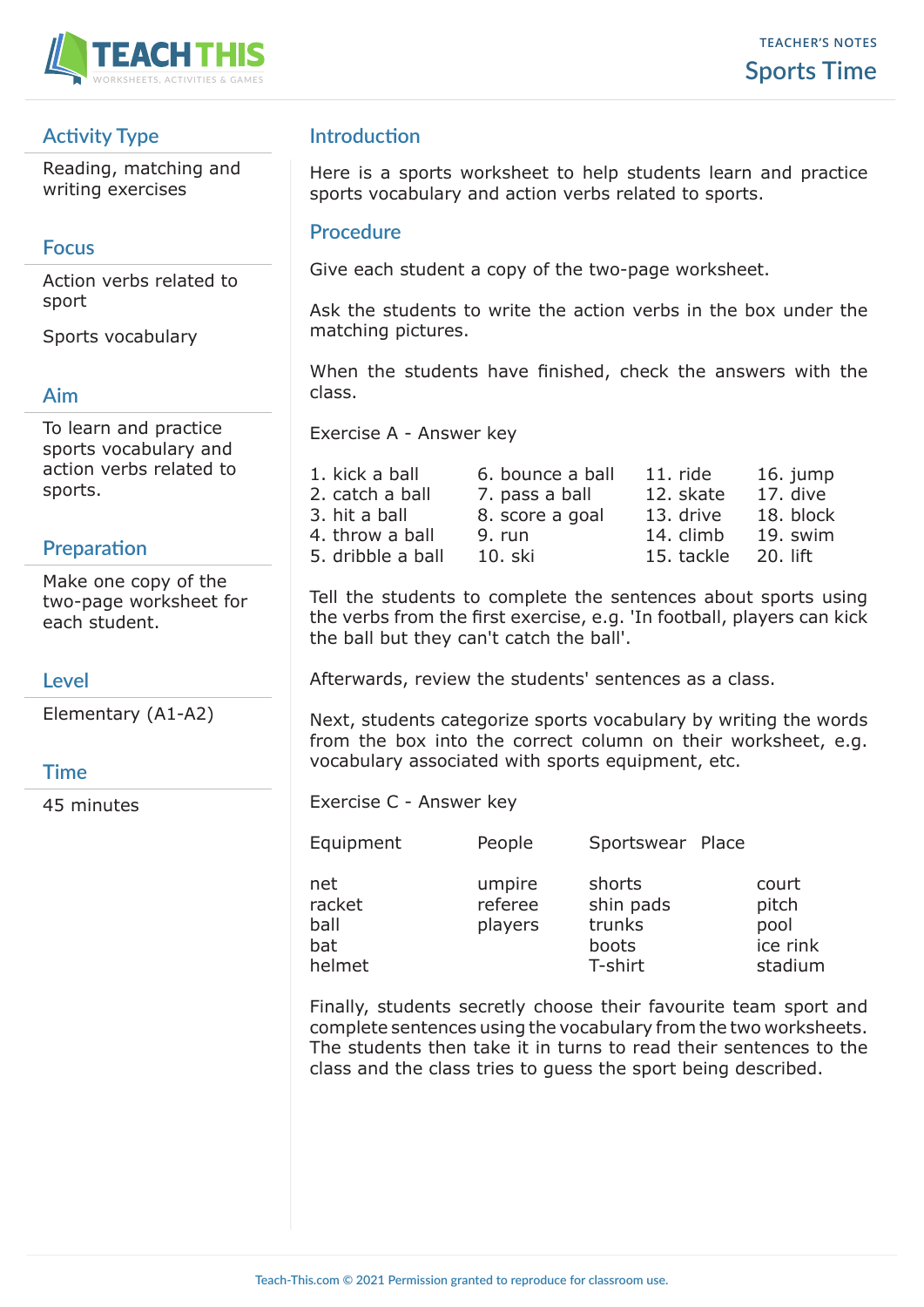TEACHER'S NOTES

# Sports Time

## Activity Type

Reading, matching and writing exercises

## Focus

Action verbs related to sport

Sports vocabulary

## Aim

To learn and practice sports vocabulary and action verbs related to sports.

## Preparation

Make one copy of the two-page worksheet for each student.

## Level

Elementary (A1-A2)

## Time

45 minutes

## Introduction

Here is a sports worksheet to help students learn and practice sports vocabulary and action verbs related to sports.

## Procedure

Give each student a copy of the two-page worksheet.

Ask the students to write the action verbs in the box under the matching pictures.

When the students have finished, check the answers with the class.

Exercise A - Answer key

| | | | |
|---|---|---|---|
| 1. kick a ball | 6. bounce a ball | 11. ride | 16. jump |
| 2. catch a ball | 7. pass a ball | 12. skate | 17. dive |
| 3. hit a ball | 8. score a goal | 13. drive | 18. block |
| 4. throw a ball | 9. run | 14. climb | 19. swim |
| 5. dribble a ball | 10. ski | 15. tackle | 20. lift |

Tell the students to complete the sentences about sports using the verbs from the first exercise, e.g. 'In football, players can kick the ball but they can't catch the ball'.

Afterwards, review the students' sentences as a class.

Next, students categorize sports vocabulary by writing the words from the box into the correct column on their worksheet, e.g. vocabulary associated with sports equipment, etc.

Exercise C - Answer key

| Equipment | People | Sportswear | Place |
|---|---|---|---|
| net | umpire | shorts | court |
| racket | referee | shin pads | pitch |
| ball | players | trunks | pool |
| bat | | boots | ice rink |
| helmet | | T-shirt | stadium |

Finally, students secretly choose their favourite team sport and complete sentences using the vocabulary from the two worksheets. The students then take it in turns to read their sentences to the class and the class tries to guess the sport being described.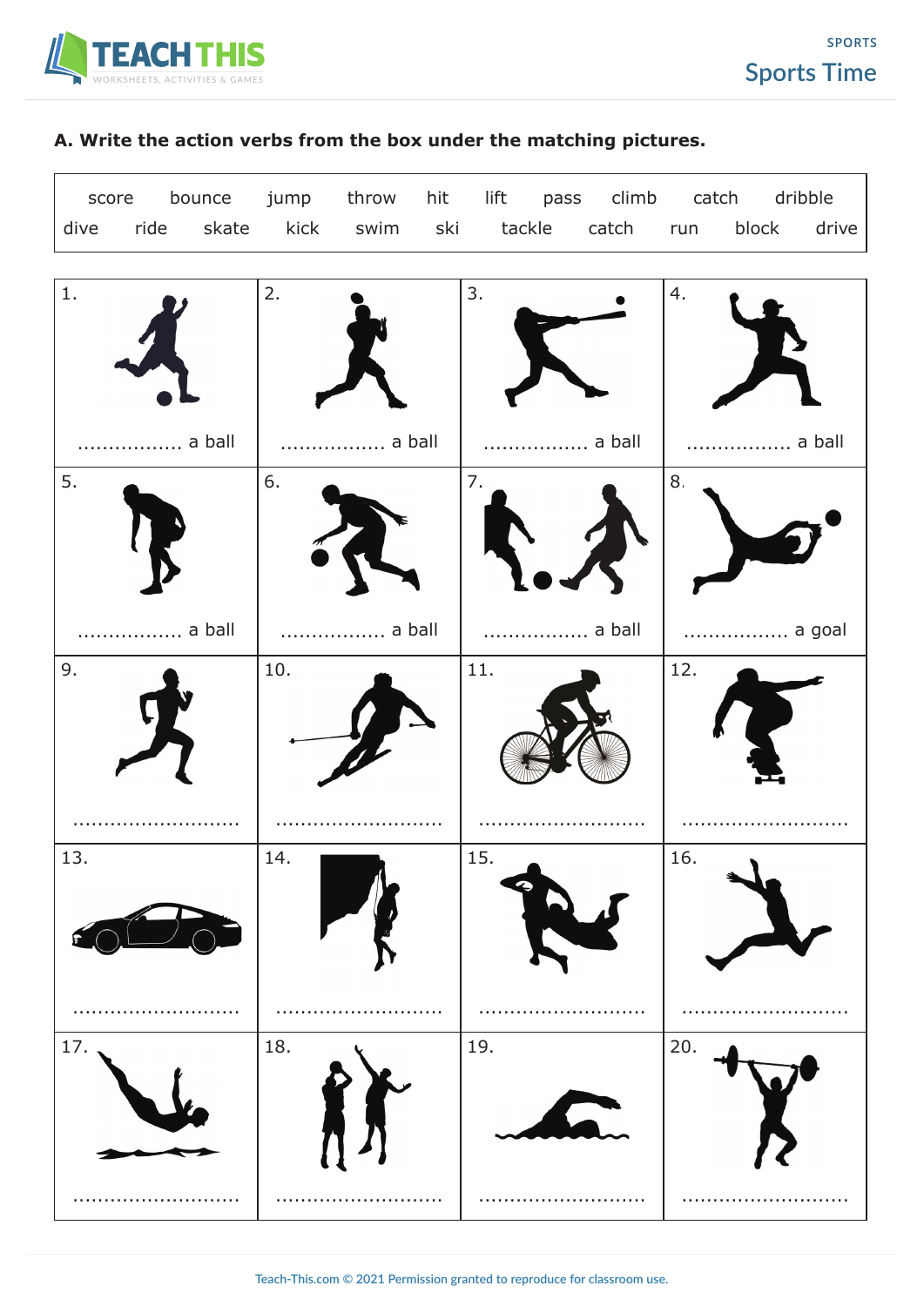**A. Write the action verbs from the box under the matching pictures.**

| score | bounce | jump | throw | hit | lift | pass | climb | catch | dribble |
|---|---|---|---|---|---|---|---|---|---|
| dive | ride | skate | kick | swim | ski | tackle | catch | run | block | drive |

| | | | |
|---|---|---|---|
| 1. ................. a ball | 2. ................. a ball | 3. ................. a ball | 4. ................. a ball |
| 5. ................. a ball | 6. ................. a ball | 7. ................. a ball | 8. ................. a goal |
| 9. ........................... | 10. ........................... | 11. ........................... | 12. ........................... |
| 13. ........................... | 14. ........................... | 15. ........................... | 16. ........................... |
| 17. ........................... | 18. ........................... | 19. ........................... | 20. ........................... |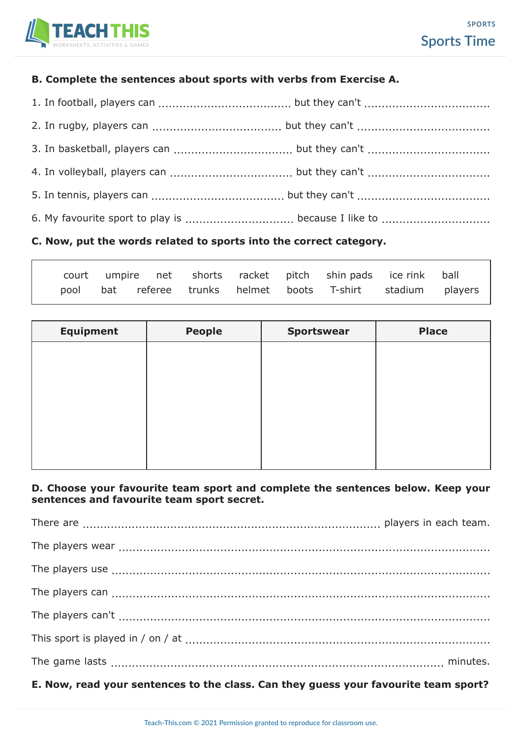**B. Complete the sentences about sports with verbs from Exercise A.**

1. In football, players can .................................... but they can't ....................................
2. In rugby, players can .................................... but they can't ....................................
3. In basketball, players can .................................... but they can't ....................................
4. In volleyball, players can .................................... but they can't ....................................
5. In tennis, players can .................................... but they can't ....................................
6. My favourite sport to play is .............................. because I like to ..............................

**C. Now, put the words related to sports into the correct category.**

| | | | | | | | | |
|---|---|---|---|---|---|---|---|---|
| court | umpire | net | shorts | racket | pitch | shin pads | ice rink | ball |
| pool | bat | referee | trunks | helmet | boots | T-shirt | stadium | players |

| Equipment | People | Sportswear | Place |
|---|---|---|---|
| | | | |

**D. Choose your favourite team sport and complete the sentences below. Keep your sentences and favourite team sport secret.**

There are .................................................................................. players in each team.

The players wear ..................................................................................................

The players use ..................................................................................................

The players can ..................................................................................................

The players can't ..................................................................................................

This sport is played in / on / at ..................................................................................

The game lasts .................................................................................. minutes.

**E. Now, read your sentences to the class. Can they guess your favourite team sport?**